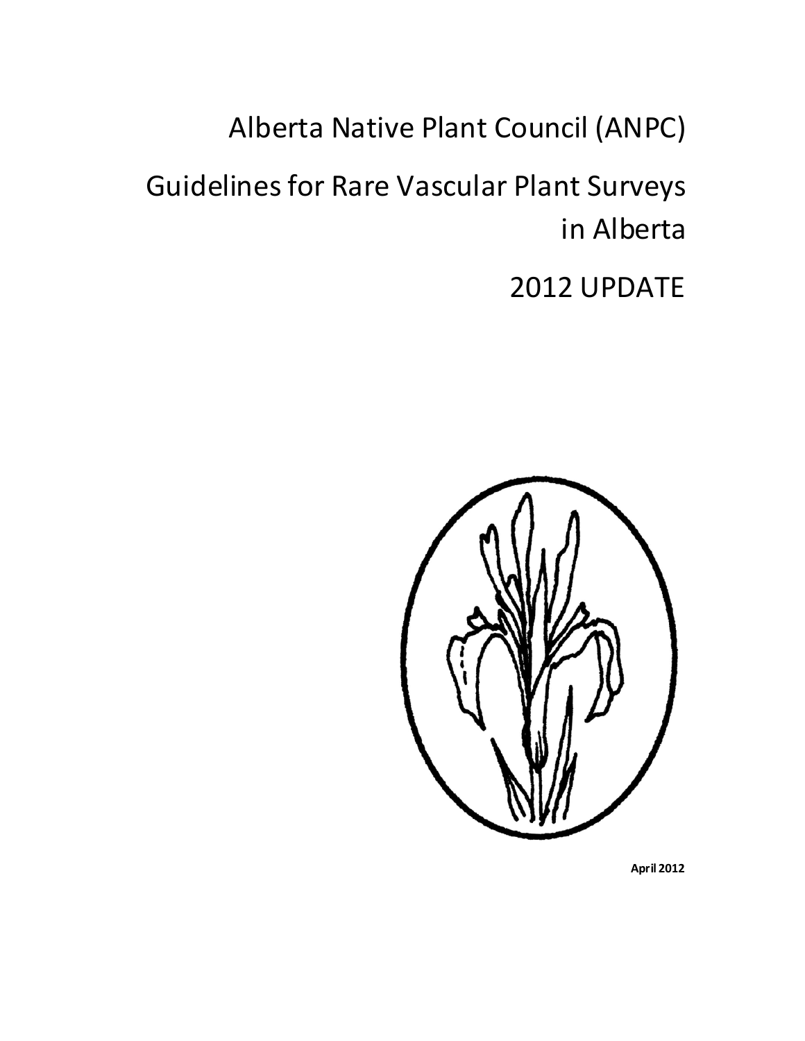# Alberta Native Plant Council (ANPC)

# Guidelines for Rare Vascular Plant Surveys in Alberta

# 2012 UPDATE

**April 2012**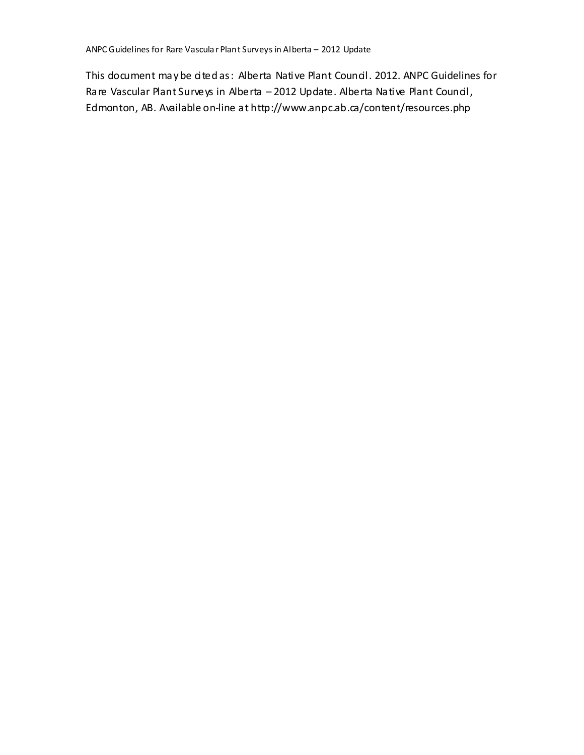This document may be cited as: Alberta Native Plant Council. 2012. ANPC Guidelines for Rare Vascular Plant Surveys in Alberta – 2012 Update. Alberta Native Plant Council, Edmonton, AB. Available on-line at http://www.anpc.ab.ca/content/resources.php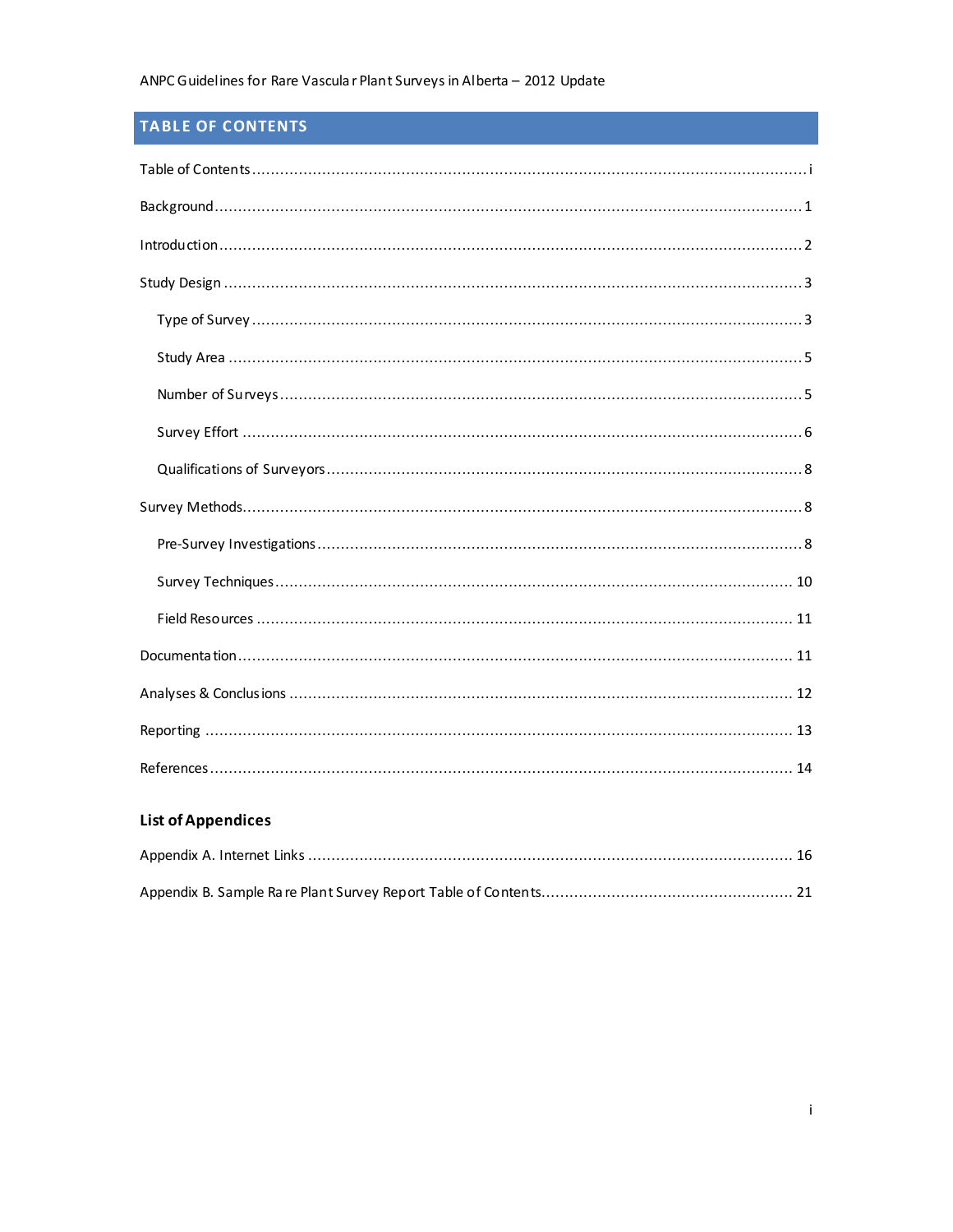## TABLE OF CONTENTS

Table of Contents ....... i

Background ....... 1

Introduction ....... 2

Study Design ....... 3

- Type of Survey ....... 3
- Study Area ....... 5
- Number of Surveys ....... 5
- Survey Effort ....... 6
- Qualifications of Surveyors ....... 8

Survey Methods ....... 8

- Pre-Survey Investigations ....... 8
- Survey Techniques ....... 10
- Field Resources ....... 11

Documentation ....... 11

Analyses & Conclusions ....... 12

Reporting ....... 13

References ....... 14

### List of Appendices

Appendix A. Internet Links ....... 16

Appendix B. Sample Rare Plant Survey Report Table of Contents ....... 21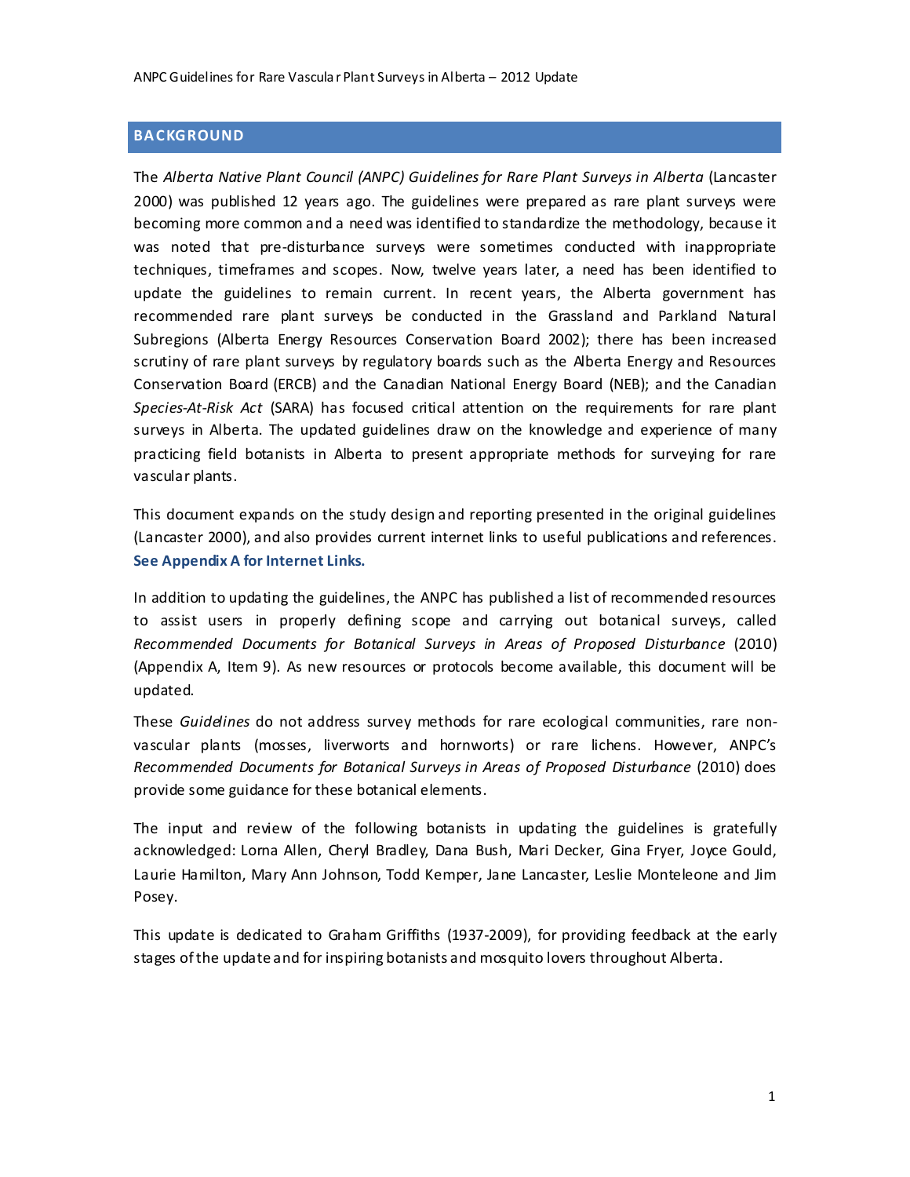## BACKGROUND

The *Alberta Native Plant Council (ANPC) Guidelines for Rare Plant Surveys in Alberta* (Lancaster 2000) was published 12 years ago. The guidelines were prepared as rare plant surveys were becoming more common and a need was identified to standardize the methodology, because it was noted that pre-disturbance surveys were sometimes conducted with inappropriate techniques, timeframes and scopes. Now, twelve years later, a need has been identified to update the guidelines to remain current. In recent years, the Alberta government has recommended rare plant surveys be conducted in the Grassland and Parkland Natural Subregions (Alberta Energy Resources Conservation Board 2002); there has been increased scrutiny of rare plant surveys by regulatory boards such as the Alberta Energy and Resources Conservation Board (ERCB) and the Canadian National Energy Board (NEB); and the Canadian *Species-At-Risk Act* (SARA) has focused critical attention on the requirements for rare plant surveys in Alberta. The updated guidelines draw on the knowledge and experience of many practicing field botanists in Alberta to present appropriate methods for surveying for rare vascular plants.

This document expands on the study design and reporting presented in the original guidelines (Lancaster 2000), and also provides current internet links to useful publications and references. **See Appendix A for Internet Links.**

In addition to updating the guidelines, the ANPC has published a list of recommended resources to assist users in properly defining scope and carrying out botanical surveys, called *Recommended Documents for Botanical Surveys in Areas of Proposed Disturbance* (2010) (Appendix A, Item 9). As new resources or protocols become available, this document will be updated.

These *Guidelines* do not address survey methods for rare ecological communities, rare non-vascular plants (mosses, liverworts and hornworts) or rare lichens. However, ANPC's *Recommended Documents for Botanical Surveys in Areas of Proposed Disturbance* (2010) does provide some guidance for these botanical elements.

The input and review of the following botanists in updating the guidelines is gratefully acknowledged: Lorna Allen, Cheryl Bradley, Dana Bush, Mari Decker, Gina Fryer, Joyce Gould, Laurie Hamilton, Mary Ann Johnson, Todd Kemper, Jane Lancaster, Leslie Monteleone and Jim Posey.

This update is dedicated to Graham Griffiths (1937-2009), for providing feedback at the early stages of the update and for inspiring botanists and mosquito lovers throughout Alberta.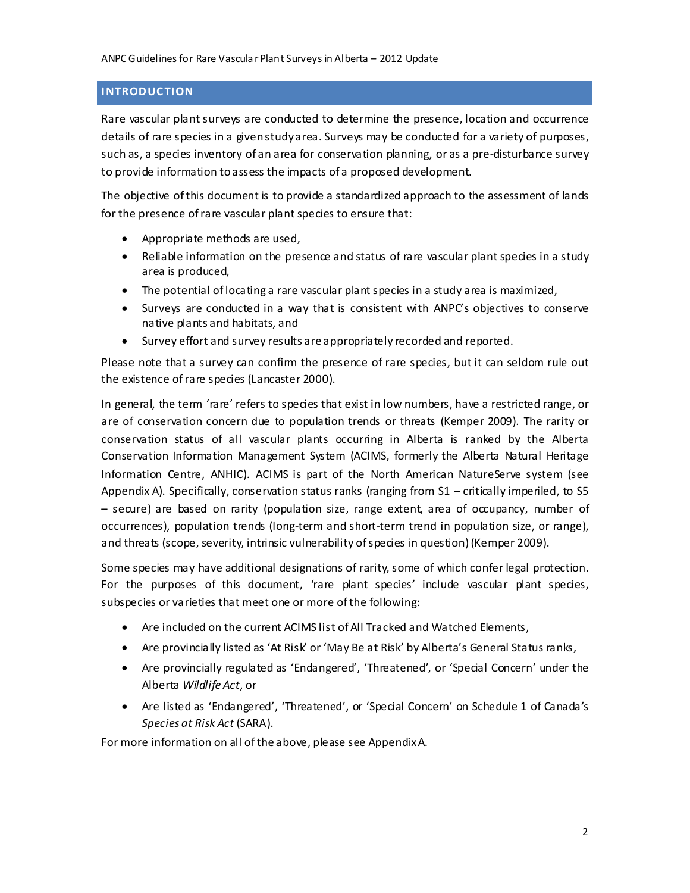## INTRODUCTION

Rare vascular plant surveys are conducted to determine the presence, location and occurrence details of rare species in a given study area. Surveys may be conducted for a variety of purposes, such as, a species inventory of an area for conservation planning, or as a pre-disturbance survey to provide information to assess the impacts of a proposed development.

The objective of this document is to provide a standardized approach to the assessment of lands for the presence of rare vascular plant species to ensure that:

- Appropriate methods are used,
- Reliable information on the presence and status of rare vascular plant species in a study area is produced,
- The potential of locating a rare vascular plant species in a study area is maximized,
- Surveys are conducted in a way that is consistent with ANPC's objectives to conserve native plants and habitats, and
- Survey effort and survey results are appropriately recorded and reported.

Please note that a survey can confirm the presence of rare species, but it can seldom rule out the existence of rare species (Lancaster 2000).

In general, the term 'rare' refers to species that exist in low numbers, have a restricted range, or are of conservation concern due to population trends or threats (Kemper 2009). The rarity or conservation status of all vascular plants occurring in Alberta is ranked by the Alberta Conservation Information Management System (ACIMS, formerly the Alberta Natural Heritage Information Centre, ANHIC). ACIMS is part of the North American NatureServe system (see Appendix A). Specifically, conservation status ranks (ranging from S1 – critically imperiled, to S5 – secure) are based on rarity (population size, range extent, area of occupancy, number of occurrences), population trends (long-term and short-term trend in population size, or range), and threats (scope, severity, intrinsic vulnerability of species in question) (Kemper 2009).

Some species may have additional designations of rarity, some of which confer legal protection. For the purposes of this document, 'rare plant species' include vascular plant species, subspecies or varieties that meet one or more of the following:

- Are included on the current ACIMS list of All Tracked and Watched Elements,
- Are provincially listed as 'At Risk' or 'May Be at Risk' by Alberta's General Status ranks,
- Are provincially regulated as 'Endangered', 'Threatened', or 'Special Concern' under the Alberta *Wildlife Act*, or
- Are listed as 'Endangered', 'Threatened', or 'Special Concern' on Schedule 1 of Canada's *Species at Risk Act* (SARA).

For more information on all of the above, please see Appendix A.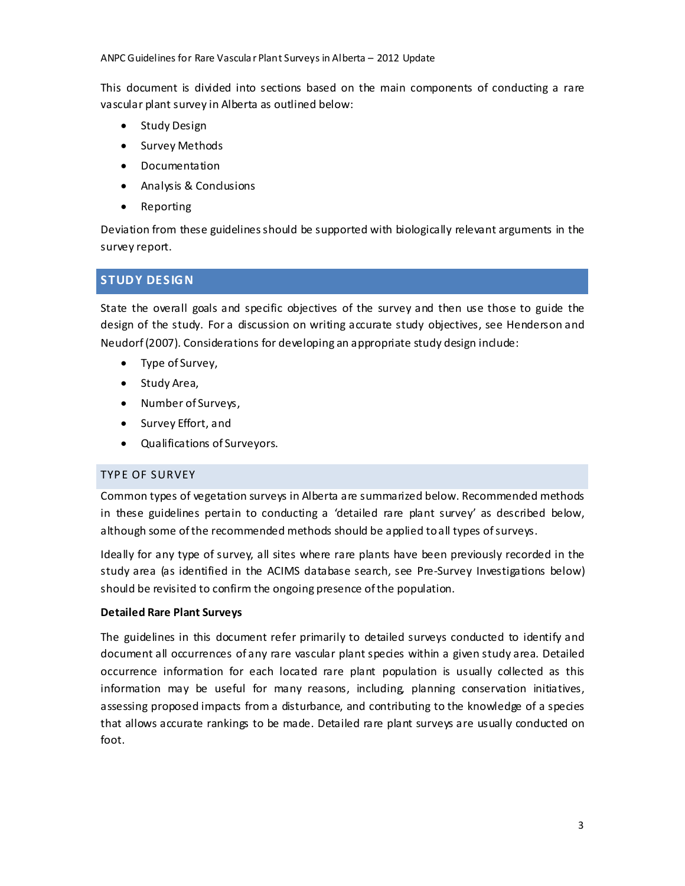This document is divided into sections based on the main components of conducting a rare vascular plant survey in Alberta as outlined below:

- Study Design
- Survey Methods
- Documentation
- Analysis & Conclusions
- Reporting

Deviation from these guidelines should be supported with biologically relevant arguments in the survey report.

## STUDY DESIGN

State the overall goals and specific objectives of the survey and then use those to guide the design of the study. For a discussion on writing accurate study objectives, see Henderson and Neudorf (2007). Considerations for developing an appropriate study design include:

- Type of Survey,
- Study Area,
- Number of Surveys,
- Survey Effort, and
- Qualifications of Surveyors.

### TYPE OF SURVEY

Common types of vegetation surveys in Alberta are summarized below. Recommended methods in these guidelines pertain to conducting a 'detailed rare plant survey' as described below, although some of the recommended methods should be applied to all types of surveys.

Ideally for any type of survey, all sites where rare plants have been previously recorded in the study area (as identified in the ACIMS database search, see Pre-Survey Investigations below) should be revisited to confirm the ongoing presence of the population.

**Detailed Rare Plant Surveys**

The guidelines in this document refer primarily to detailed surveys conducted to identify and document all occurrences of any rare vascular plant species within a given study area. Detailed occurrence information for each located rare plant population is usually collected as this information may be useful for many reasons, including, planning conservation initiatives, assessing proposed impacts from a disturbance, and contributing to the knowledge of a species that allows accurate rankings to be made. Detailed rare plant surveys are usually conducted on foot.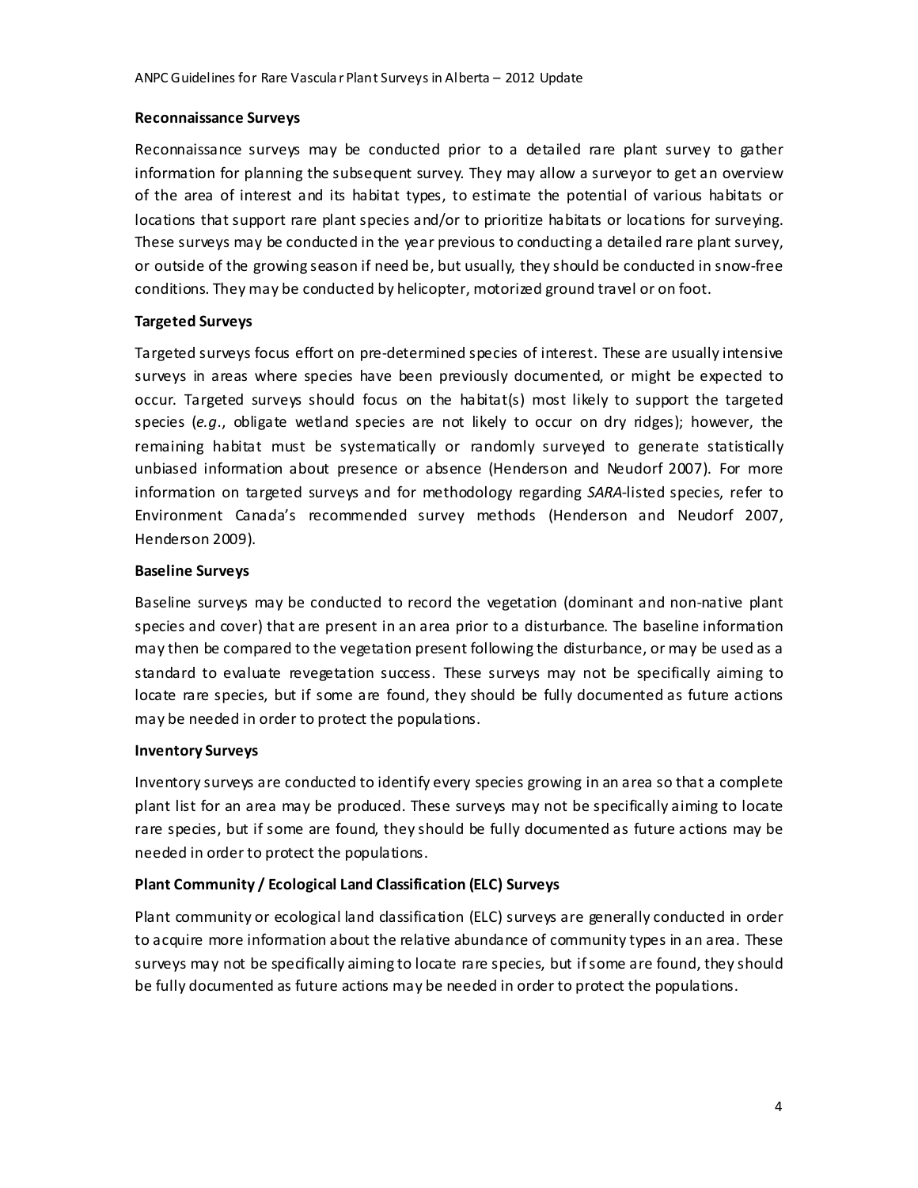### Reconnaissance Surveys

Reconnaissance surveys may be conducted prior to a detailed rare plant survey to gather information for planning the subsequent survey. They may allow a surveyor to get an overview of the area of interest and its habitat types, to estimate the potential of various habitats or locations that support rare plant species and/or to prioritize habitats or locations for surveying. These surveys may be conducted in the year previous to conducting a detailed rare plant survey, or outside of the growing season if need be, but usually, they should be conducted in snow-free conditions. They may be conducted by helicopter, motorized ground travel or on foot.

### Targeted Surveys

Targeted surveys focus effort on pre-determined species of interest. These are usually intensive surveys in areas where species have been previously documented, or might be expected to occur. Targeted surveys should focus on the habitat(s) most likely to support the targeted species (*e.g*., obligate wetland species are not likely to occur on dry ridges); however, the remaining habitat must be systematically or randomly surveyed to generate statistically unbiased information about presence or absence (Henderson and Neudorf 2007). For more information on targeted surveys and for methodology regarding *SARA*-listed species, refer to Environment Canada's recommended survey methods (Henderson and Neudorf 2007, Henderson 2009).

### Baseline Surveys

Baseline surveys may be conducted to record the vegetation (dominant and non-native plant species and cover) that are present in an area prior to a disturbance. The baseline information may then be compared to the vegetation present following the disturbance, or may be used as a standard to evaluate revegetation success. These surveys may not be specifically aiming to locate rare species, but if some are found, they should be fully documented as future actions may be needed in order to protect the populations.

### Inventory Surveys

Inventory surveys are conducted to identify every species growing in an area so that a complete plant list for an area may be produced. These surveys may not be specifically aiming to locate rare species, but if some are found, they should be fully documented as future actions may be needed in order to protect the populations.

### Plant Community / Ecological Land Classification (ELC) Surveys

Plant community or ecological land classification (ELC) surveys are generally conducted in order to acquire more information about the relative abundance of community types in an area. These surveys may not be specifically aiming to locate rare species, but if some are found, they should be fully documented as future actions may be needed in order to protect the populations.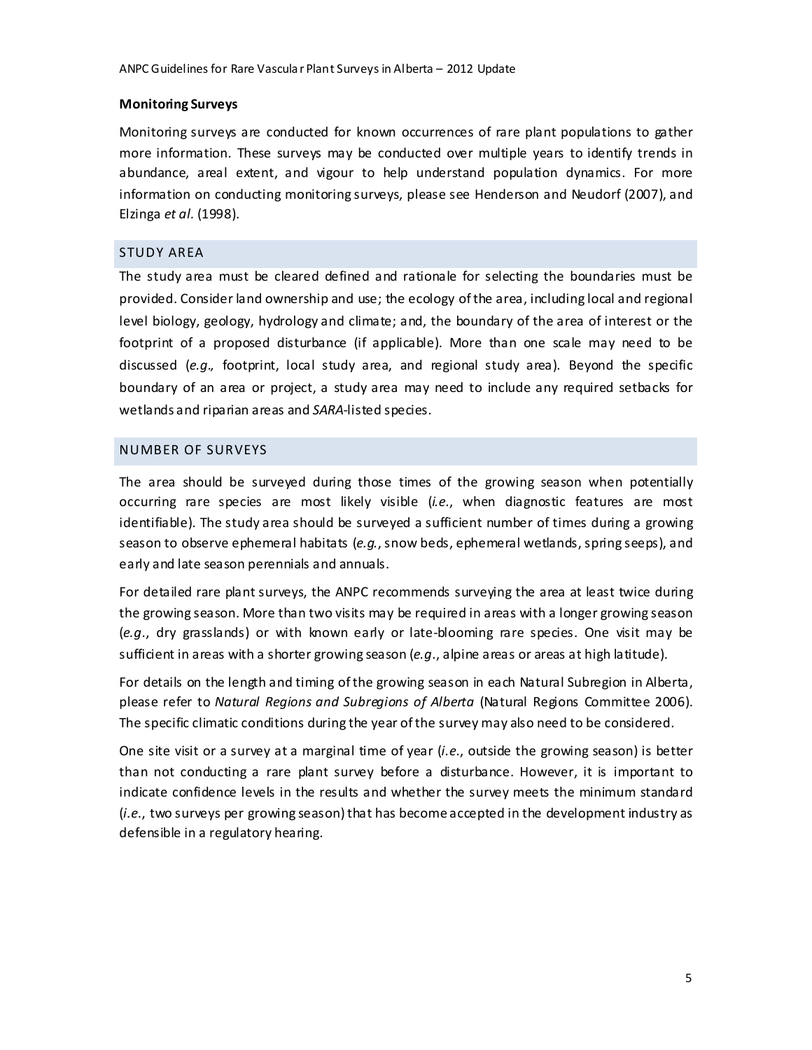### Monitoring Surveys

Monitoring surveys are conducted for known occurrences of rare plant populations to gather more information. These surveys may be conducted over multiple years to identify trends in abundance, areal extent, and vigour to help understand population dynamics. For more information on conducting monitoring surveys, please see Henderson and Neudorf (2007), and Elzinga *et al*. (1998).

## STUDY AREA

The study area must be cleared defined and rationale for selecting the boundaries must be provided. Consider land ownership and use; the ecology of the area, including local and regional level biology, geology, hydrology and climate; and, the boundary of the area of interest or the footprint of a proposed disturbance (if applicable). More than one scale may need to be discussed (*e.g*., footprint, local study area, and regional study area). Beyond the specific boundary of an area or project, a study area may need to include any required setbacks for wetlands and riparian areas and *SARA*-listed species.

## NUMBER OF SURVEYS

The area should be surveyed during those times of the growing season when potentially occurring rare species are most likely visible (*i.e*., when diagnostic features are most identifiable). The study area should be surveyed a sufficient number of times during a growing season to observe ephemeral habitats (*e.g.*, snow beds, ephemeral wetlands, spring seeps), and early and late season perennials and annuals.

For detailed rare plant surveys, the ANPC recommends surveying the area at least twice during the growing season. More than two visits may be required in areas with a longer growing season (*e.g*., dry grasslands) or with known early or late-blooming rare species. One visit may be sufficient in areas with a shorter growing season (*e.g*., alpine areas or areas at high latitude).

For details on the length and timing of the growing season in each Natural Subregion in Alberta, please refer to *Natural Regions and Subregions of Alberta* (Natural Regions Committee 2006). The specific climatic conditions during the year of the survey may also need to be considered.

One site visit or a survey at a marginal time of year (*i.e*., outside the growing season) is better than not conducting a rare plant survey before a disturbance. However, it is important to indicate confidence levels in the results and whether the survey meets the minimum standard (*i.e*., two surveys per growing season) that has become accepted in the development industry as defensible in a regulatory hearing.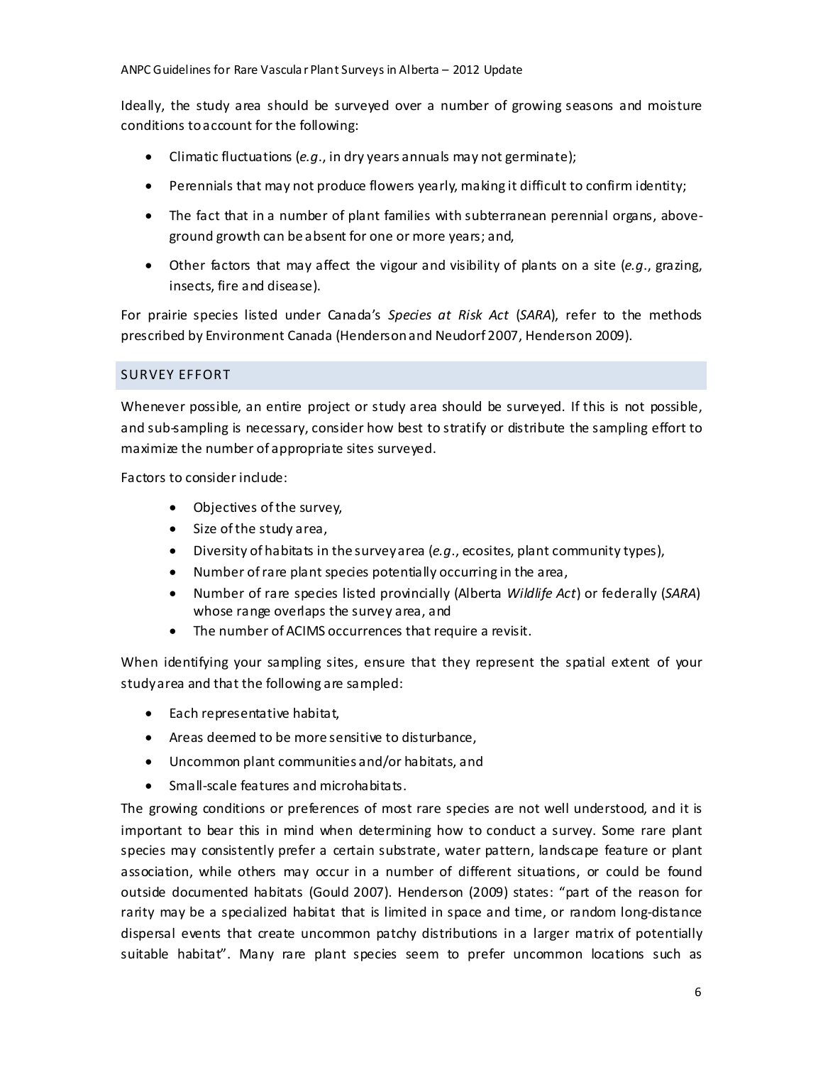Ideally, the study area should be surveyed over a number of growing seasons and moisture conditions to account for the following:

- Climatic fluctuations (*e.g*., in dry years annuals may not germinate);
- Perennials that may not produce flowers yearly, making it difficult to confirm identity;
- The fact that in a number of plant families with subterranean perennial organs, above-ground growth can be absent for one or more years; and,
- Other factors that may affect the vigour and visibility of plants on a site (*e.g*., grazing, insects, fire and disease).

For prairie species listed under Canada's *Species at Risk Act* (*SARA*), refer to the methods prescribed by Environment Canada (Henderson and Neudorf 2007, Henderson 2009).

## SURVEY EFFORT

Whenever possible, an entire project or study area should be surveyed. If this is not possible, and sub-sampling is necessary, consider how best to stratify or distribute the sampling effort to maximize the number of appropriate sites surveyed.

Factors to consider include:

- Objectives of the survey,
- Size of the study area,
- Diversity of habitats in the survey area (*e.g*., ecosites, plant community types),
- Number of rare plant species potentially occurring in the area,
- Number of rare species listed provincially (Alberta *Wildlife Act*) or federally (*SARA*) whose range overlaps the survey area, and
- The number of ACIMS occurrences that require a revisit.

When identifying your sampling sites, ensure that they represent the spatial extent of your study area and that the following are sampled:

- Each representative habitat,
- Areas deemed to be more sensitive to disturbance,
- Uncommon plant communities and/or habitats, and
- Small-scale features and microhabitats.

The growing conditions or preferences of most rare species are not well understood, and it is important to bear this in mind when determining how to conduct a survey. Some rare plant species may consistently prefer a certain substrate, water pattern, landscape feature or plant association, while others may occur in a number of different situations, or could be found outside documented habitats (Gould 2007). Henderson (2009) states: "part of the reason for rarity may be a specialized habitat that is limited in space and time, or random long-distance dispersal events that create uncommon patchy distributions in a larger matrix of potentially suitable habitat". Many rare plant species seem to prefer uncommon locations such as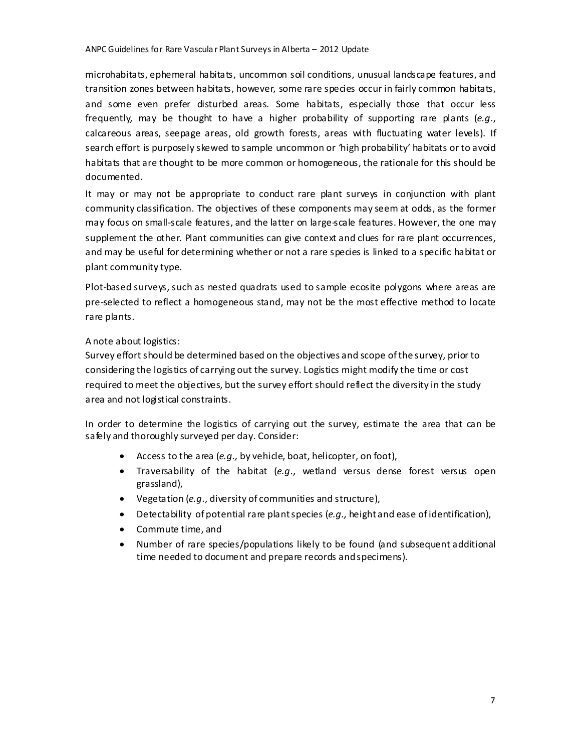microhabitats, ephemeral habitats, uncommon soil conditions, unusual landscape features, and transition zones between habitats, however, some rare species occur in fairly common habitats, and some even prefer disturbed areas. Some habitats, especially those that occur less frequently, may be thought to have a higher probability of supporting rare plants (*e.g*., calcareous areas, seepage areas, old growth forests, areas with fluctuating water levels). If search effort is purposely skewed to sample uncommon or 'high probability' habitats or to avoid habitats that are thought to be more common or homogeneous, the rationale for this should be documented.

It may or may not be appropriate to conduct rare plant surveys in conjunction with plant community classification. The objectives of these components may seem at odds, as the former may focus on small-scale features, and the latter on large-scale features. However, the one may supplement the other. Plant communities can give context and clues for rare plant occurrences, and may be useful for determining whether or not a rare species is linked to a specific habitat or plant community type.

Plot-based surveys, such as nested quadrats used to sample ecosite polygons where areas are pre-selected to reflect a homogeneous stand, may not be the most effective method to locate rare plants.

A note about logistics:
Survey effort should be determined based on the objectives and scope of the survey, prior to considering the logistics of carrying out the survey. Logistics might modify the time or cost required to meet the objectives, but the survey effort should reflect the diversity in the study area and not logistical constraints.

In order to determine the logistics of carrying out the survey, estimate the area that can be safely and thoroughly surveyed per day. Consider:

- Access to the area (*e.g.,* by vehicle, boat, helicopter, on foot),
- Traversability of the habitat (*e.g*., wetland versus dense forest versus open grassland),
- Vegetation (*e.g*., diversity of communities and structure),
- Detectability of potential rare plant species (*e.g.,* height and ease of identification),
- Commute time, and
- Number of rare species/populations likely to be found (and subsequent additional time needed to document and prepare records and specimens).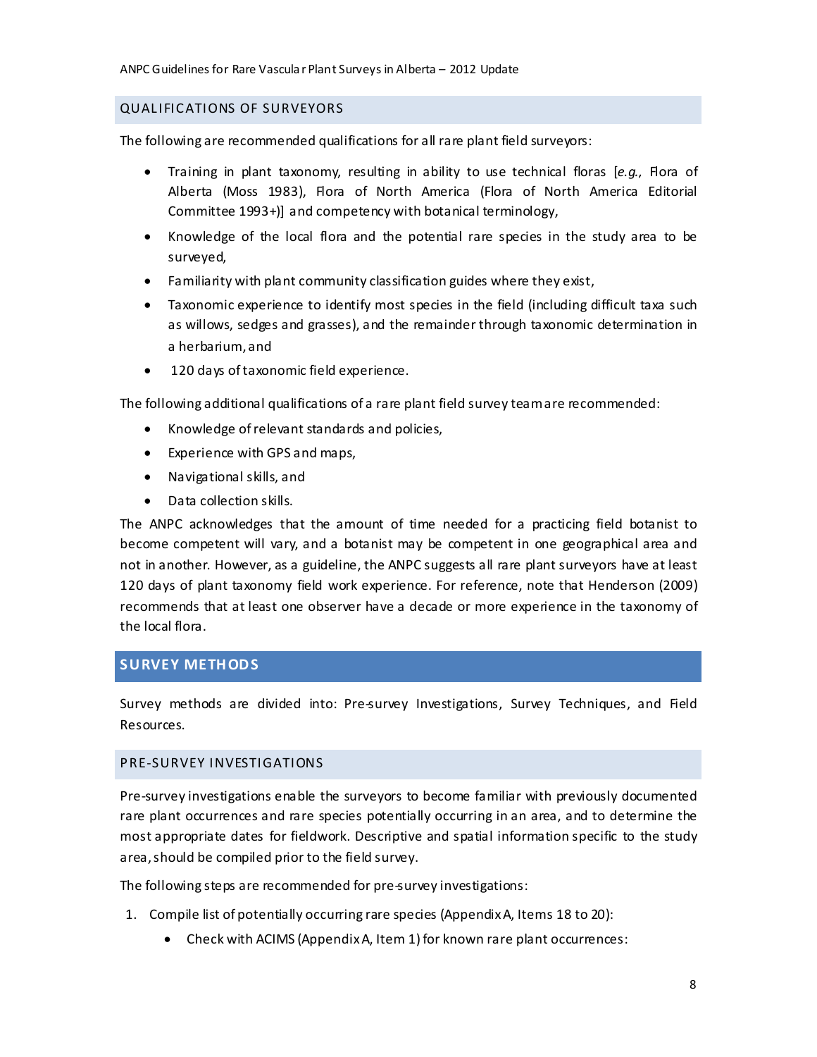## QUALIFICATIONS OF SURVEYORS

The following are recommended qualifications for all rare plant field surveyors:

- Training in plant taxonomy, resulting in ability to use technical floras [*e.g.*, Flora of Alberta (Moss 1983), Flora of North America (Flora of North America Editorial Committee 1993+)] and competency with botanical terminology,
- Knowledge of the local flora and the potential rare species in the study area to be surveyed,
- Familiarity with plant community classification guides where they exist,
- Taxonomic experience to identify most species in the field (including difficult taxa such as willows, sedges and grasses), and the remainder through taxonomic determination in a herbarium, and
- 120 days of taxonomic field experience.

The following additional qualifications of a rare plant field survey team are recommended:

- Knowledge of relevant standards and policies,
- Experience with GPS and maps,
- Navigational skills, and
- Data collection skills.

The ANPC acknowledges that the amount of time needed for a practicing field botanist to become competent will vary, and a botanist may be competent in one geographical area and not in another. However, as a guideline, the ANPC suggests all rare plant surveyors have at least 120 days of plant taxonomy field work experience. For reference, note that Henderson (2009) recommends that at least one observer have a decade or more experience in the taxonomy of the local flora.

# SURVEY METHODS

Survey methods are divided into: Pre-survey Investigations, Survey Techniques, and Field Resources.

## PRE-SURVEY INVESTIGATIONS

Pre-survey investigations enable the surveyors to become familiar with previously documented rare plant occurrences and rare species potentially occurring in an area, and to determine the most appropriate dates for fieldwork. Descriptive and spatial information specific to the study area, should be compiled prior to the field survey.

The following steps are recommended for pre-survey investigations:

1. Compile list of potentially occurring rare species (Appendix A, Items 18 to 20):
    - Check with ACIMS (Appendix A, Item 1) for known rare plant occurrences: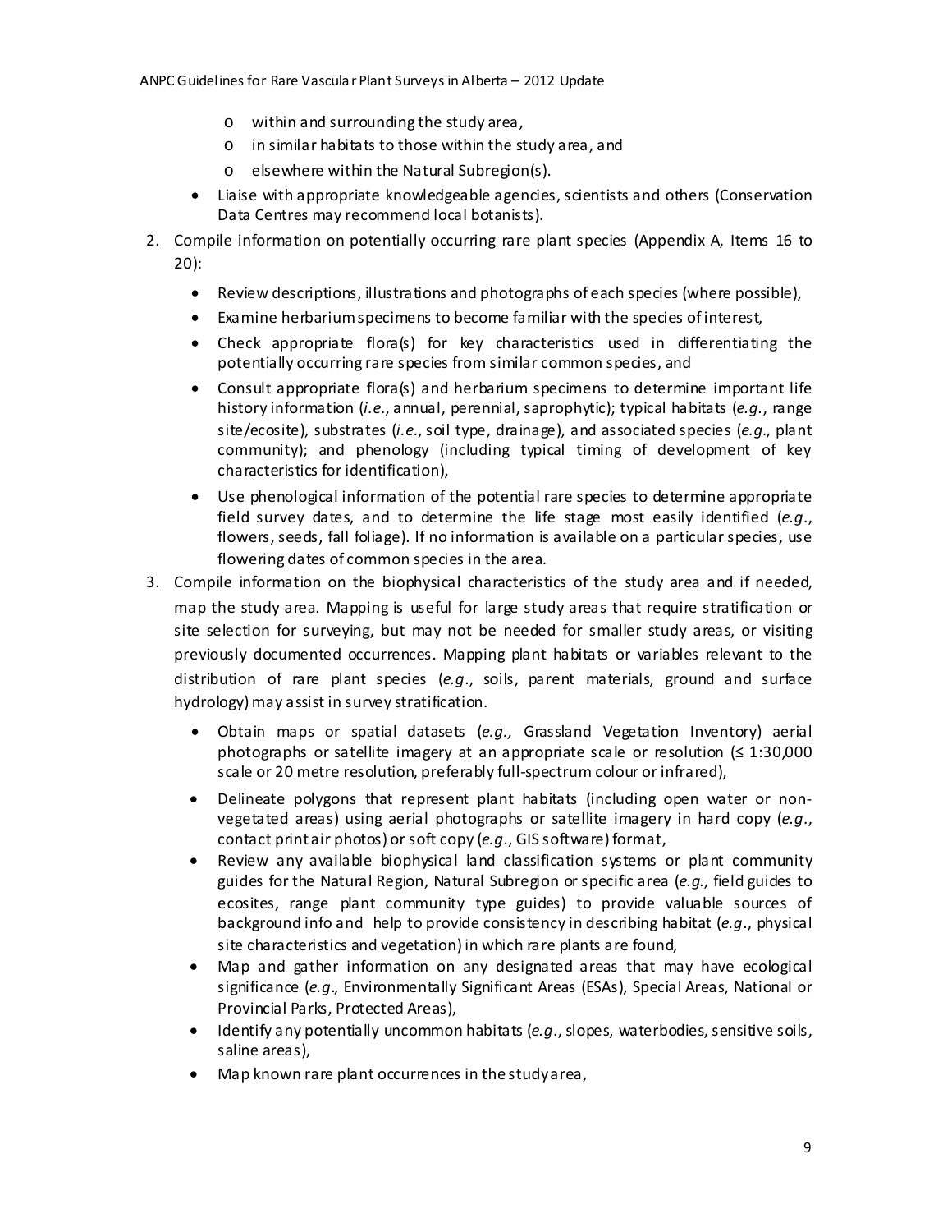- within and surrounding the study area,
  - in similar habitats to those within the study area, and
  - elsewhere within the Natural Subregion(s).
- Liaise with appropriate knowledgeable agencies, scientists and others (Conservation Data Centres may recommend local botanists).

2. Compile information on potentially occurring rare plant species (Appendix A, Items 16 to 20):
   - Review descriptions, illustrations and photographs of each species (where possible),
   - Examine herbarium specimens to become familiar with the species of interest,
   - Check appropriate flora(s) for key characteristics used in differentiating the potentially occurring rare species from similar common species, and
   - Consult appropriate flora(s) and herbarium specimens to determine important life history information (*i.e.*, annual, perennial, saprophytic); typical habitats (*e.g.*, range site/ecosite), substrates (*i.e.*, soil type, drainage), and associated species (*e.g.*, plant community); and phenology (including typical timing of development of key characteristics for identification),
   - Use phenological information of the potential rare species to determine appropriate field survey dates, and to determine the life stage most easily identified (*e.g.*, flowers, seeds, fall foliage). If no information is available on a particular species, use flowering dates of common species in the area.

3. Compile information on the biophysical characteristics of the study area and if needed, map the study area. Mapping is useful for large study areas that require stratification or site selection for surveying, but may not be needed for smaller study areas, or visiting previously documented occurrences. Mapping plant habitats or variables relevant to the distribution of rare plant species (*e.g.*, soils, parent materials, ground and surface hydrology) may assist in survey stratification.
   - Obtain maps or spatial datasets (*e.g.,* Grassland Vegetation Inventory) aerial photographs or satellite imagery at an appropriate scale or resolution (≤ 1:30,000 scale or 20 metre resolution, preferably full-spectrum colour or infrared),
   - Delineate polygons that represent plant habitats (including open water or non-vegetated areas) using aerial photographs or satellite imagery in hard copy (*e.g.*, contact print air photos) or soft copy (*e.g.*, GIS software) format,
   - Review any available biophysical land classification systems or plant community guides for the Natural Region, Natural Subregion or specific area (*e.g.*, field guides to ecosites, range plant community type guides) to provide valuable sources of background info and help to provide consistency in describing habitat (*e.g.*, physical site characteristics and vegetation) in which rare plants are found,
   - Map and gather information on any designated areas that may have ecological significance (*e.g.*, Environmentally Significant Areas (ESAs), Special Areas, National or Provincial Parks, Protected Areas),
   - Identify any potentially uncommon habitats (*e.g.*, slopes, waterbodies, sensitive soils, saline areas),
   - Map known rare plant occurrences in the study area,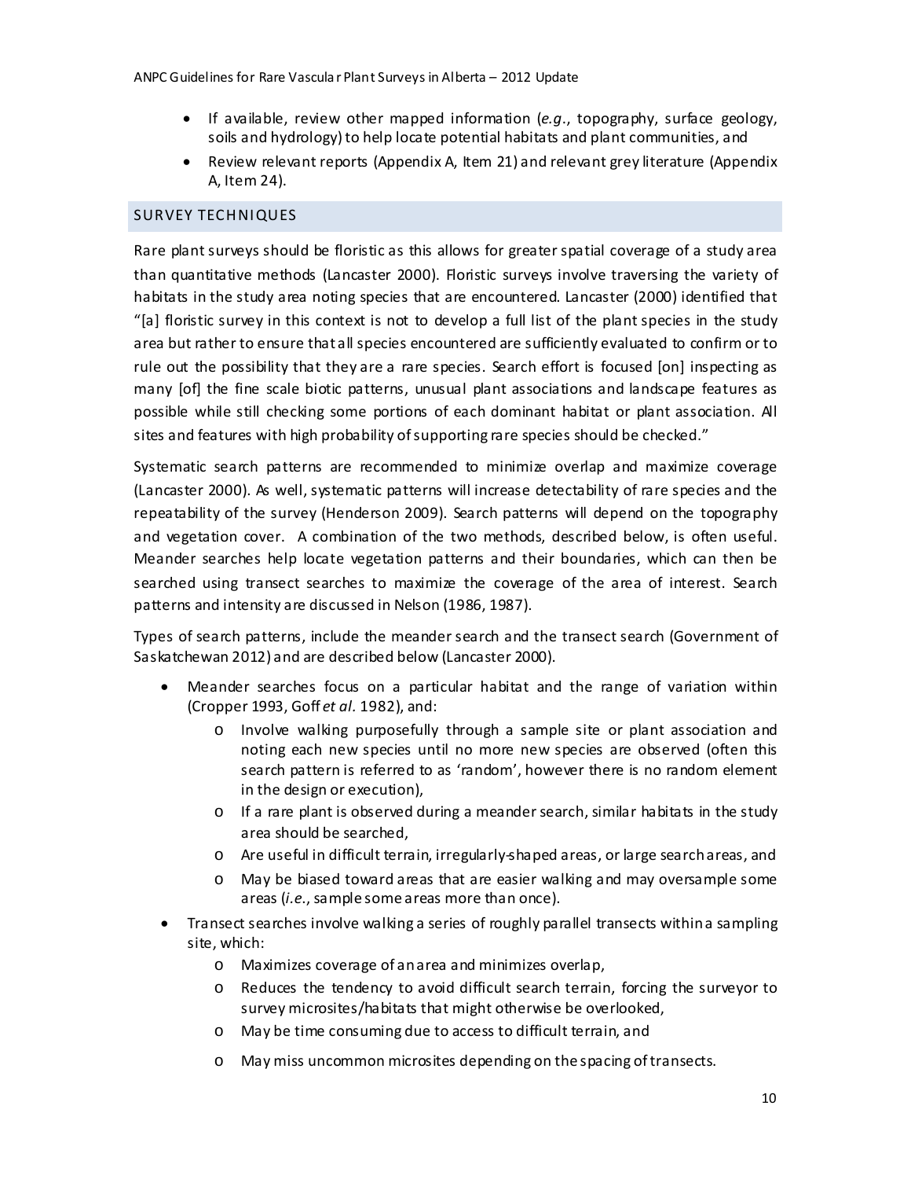- If available, review other mapped information (*e.g*., topography, surface geology, soils and hydrology) to help locate potential habitats and plant communities, and
- Review relevant reports (Appendix A, Item 21) and relevant grey literature (Appendix A, Item 24).

## SURVEY TECHNIQUES

Rare plant surveys should be floristic as this allows for greater spatial coverage of a study area than quantitative methods (Lancaster 2000). Floristic surveys involve traversing the variety of habitats in the study area noting species that are encountered. Lancaster (2000) identified that "[a] floristic survey in this context is not to develop a full list of the plant species in the study area but rather to ensure that all species encountered are sufficiently evaluated to confirm or to rule out the possibility that they are a rare species. Search effort is focused [on] inspecting as many [of] the fine scale biotic patterns, unusual plant associations and landscape features as possible while still checking some portions of each dominant habitat or plant association. All sites and features with high probability of supporting rare species should be checked."

Systematic search patterns are recommended to minimize overlap and maximize coverage (Lancaster 2000). As well, systematic patterns will increase detectability of rare species and the repeatability of the survey (Henderson 2009). Search patterns will depend on the topography and vegetation cover. A combination of the two methods, described below, is often useful. Meander searches help locate vegetation patterns and their boundaries, which can then be searched using transect searches to maximize the coverage of the area of interest. Search patterns and intensity are discussed in Nelson (1986, 1987).

Types of search patterns, include the meander search and the transect search (Government of Saskatchewan 2012) and are described below (Lancaster 2000).

- Meander searches focus on a particular habitat and the range of variation within (Cropper 1993, Goff *et al.* 1982), and:
  - Involve walking purposefully through a sample site or plant association and noting each new species until no more new species are observed (often this search pattern is referred to as 'random', however there is no random element in the design or execution),
  - If a rare plant is observed during a meander search, similar habitats in the study area should be searched,
  - Are useful in difficult terrain, irregularly-shaped areas, or large search areas, and
  - May be biased toward areas that are easier walking and may oversample some areas (*i.e.*, sample some areas more than once).
- Transect searches involve walking a series of roughly parallel transects within a sampling site, which:
  - Maximizes coverage of an area and minimizes overlap,
  - Reduces the tendency to avoid difficult search terrain, forcing the surveyor to survey microsites/habitats that might otherwise be overlooked,
  - May be time consuming due to access to difficult terrain, and
  - May miss uncommon microsites depending on the spacing of transects.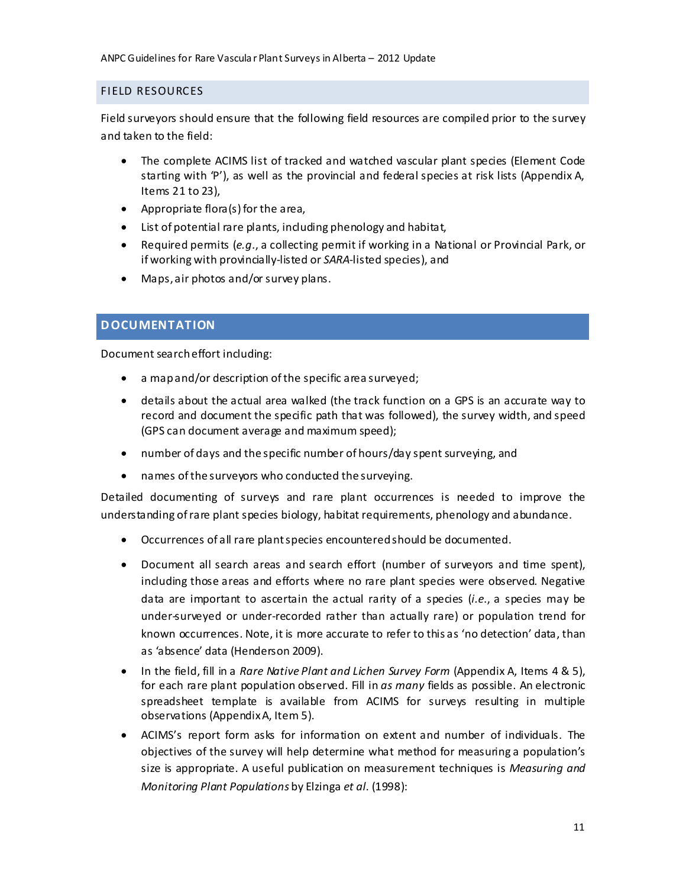## FIELD RESOURCES

Field surveyors should ensure that the following field resources are compiled prior to the survey and taken to the field:

- The complete ACIMS list of tracked and watched vascular plant species (Element Code starting with 'P'), as well as the provincial and federal species at risk lists (Appendix A, Items 21 to 23),
- Appropriate flora(s) for the area,
- List of potential rare plants, including phenology and habitat,
- Required permits (*e.g.*, a collecting permit if working in a National or Provincial Park, or if working with provincially-listed or *SARA*-listed species), and
- Maps, air photos and/or survey plans.

## DOCUMENTATION

Document search effort including:

- a map and/or description of the specific area surveyed;
- details about the actual area walked (the track function on a GPS is an accurate way to record and document the specific path that was followed), the survey width, and speed (GPS can document average and maximum speed);
- number of days and the specific number of hours/day spent surveying, and
- names of the surveyors who conducted the surveying.

Detailed documenting of surveys and rare plant occurrences is needed to improve the understanding of rare plant species biology, habitat requirements, phenology and abundance.

- Occurrences of all rare plant species encountered should be documented.
- Document all search areas and search effort (number of surveyors and time spent), including those areas and efforts where no rare plant species were observed. Negative data are important to ascertain the actual rarity of a species (*i.e.*, a species may be under-surveyed or under-recorded rather than actually rare) or population trend for known occurrences. Note, it is more accurate to refer to this as 'no detection' data, than as 'absence' data (Henderson 2009).
- In the field, fill in a *Rare Native Plant and Lichen Survey Form* (Appendix A, Items 4 & 5), for each rare plant population observed. Fill in *as many* fields as possible. An electronic spreadsheet template is available from ACIMS for surveys resulting in multiple observations (Appendix A, Item 5).
- ACIMS's report form asks for information on extent and number of individuals. The objectives of the survey will help determine what method for measuring a population's size is appropriate. A useful publication on measurement techniques is *Measuring and Monitoring Plant Populations* by Elzinga *et al.* (1998):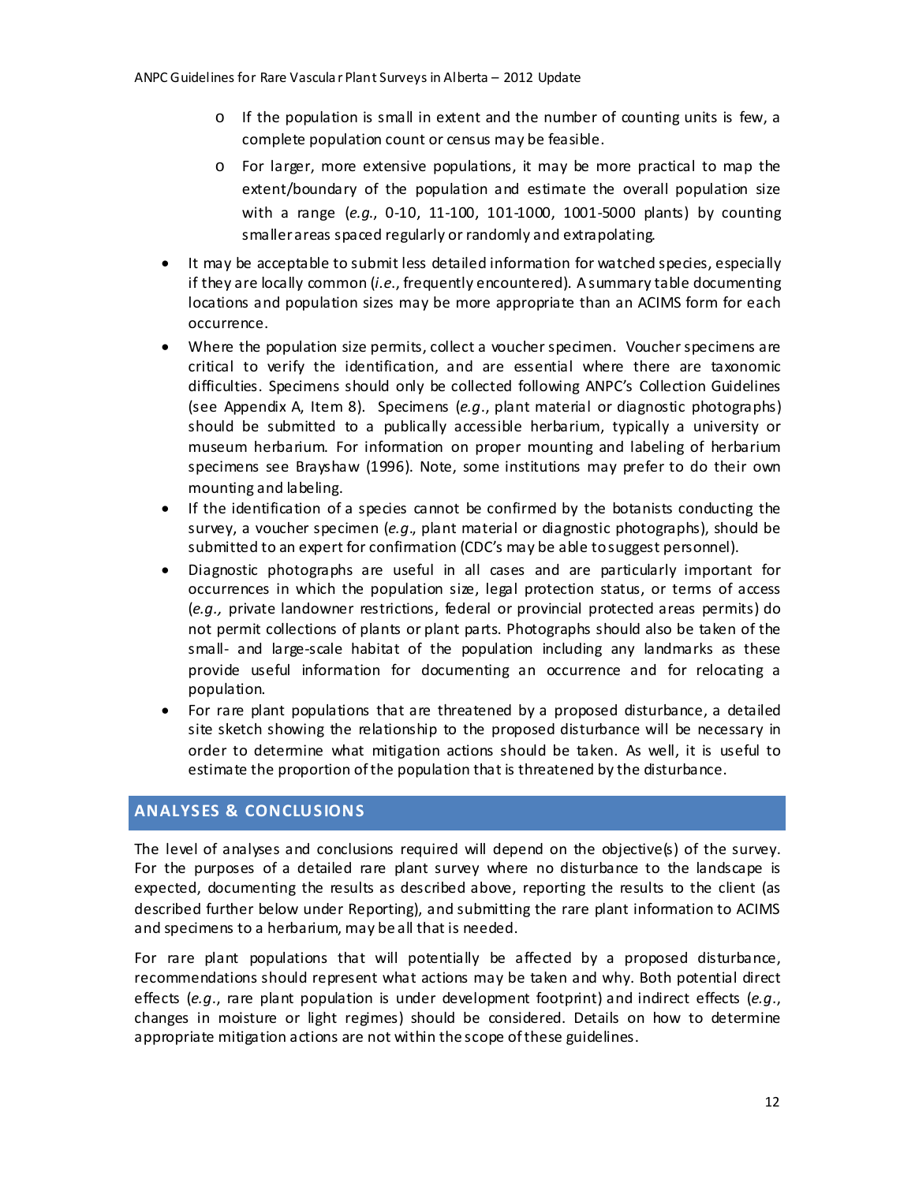- If the population is small in extent and the number of counting units is few, a complete population count or census may be feasible.
   - For larger, more extensive populations, it may be more practical to map the extent/boundary of the population and estimate the overall population size with a range (*e.g.*, 0-10, 11-100, 101-1000, 1001-5000 plants) by counting smaller areas spaced regularly or randomly and extrapolating.
- It may be acceptable to submit less detailed information for watched species, especially if they are locally common (*i.e.*, frequently encountered). A summary table documenting locations and population sizes may be more appropriate than an ACIMS form for each occurrence.
- Where the population size permits, collect a voucher specimen. Voucher specimens are critical to verify the identification, and are essential where there are taxonomic difficulties. Specimens should only be collected following ANPC's Collection Guidelines (see Appendix A, Item 8). Specimens (*e.g*., plant material or diagnostic photographs) should be submitted to a publically accessible herbarium, typically a university or museum herbarium. For information on proper mounting and labeling of herbarium specimens see Brayshaw (1996). Note, some institutions may prefer to do their own mounting and labeling.
- If the identification of a species cannot be confirmed by the botanists conducting the survey, a voucher specimen (*e.g*., plant material or diagnostic photographs), should be submitted to an expert for confirmation (CDC's may be able to suggest personnel).
- Diagnostic photographs are useful in all cases and are particularly important for occurrences in which the population size, legal protection status, or terms of access (*e.g.,* private landowner restrictions, federal or provincial protected areas permits) do not permit collections of plants or plant parts. Photographs should also be taken of the small- and large-scale habitat of the population including any landmarks as these provide useful information for documenting an occurrence and for relocating a population.
- For rare plant populations that are threatened by a proposed disturbance, a detailed site sketch showing the relationship to the proposed disturbance will be necessary in order to determine what mitigation actions should be taken. As well, it is useful to estimate the proportion of the population that is threatened by the disturbance.

## ANALYSES & CONCLUSIONS

The level of analyses and conclusions required will depend on the objective(s) of the survey. For the purposes of a detailed rare plant survey where no disturbance to the landscape is expected, documenting the results as described above, reporting the results to the client (as described further below under Reporting), and submitting the rare plant information to ACIMS and specimens to a herbarium, may be all that is needed.

For rare plant populations that will potentially be affected by a proposed disturbance, recommendations should represent what actions may be taken and why. Both potential direct effects (*e.g*., rare plant population is under development footprint) and indirect effects (*e.g*., changes in moisture or light regimes) should be considered. Details on how to determine appropriate mitigation actions are not within the scope of these guidelines.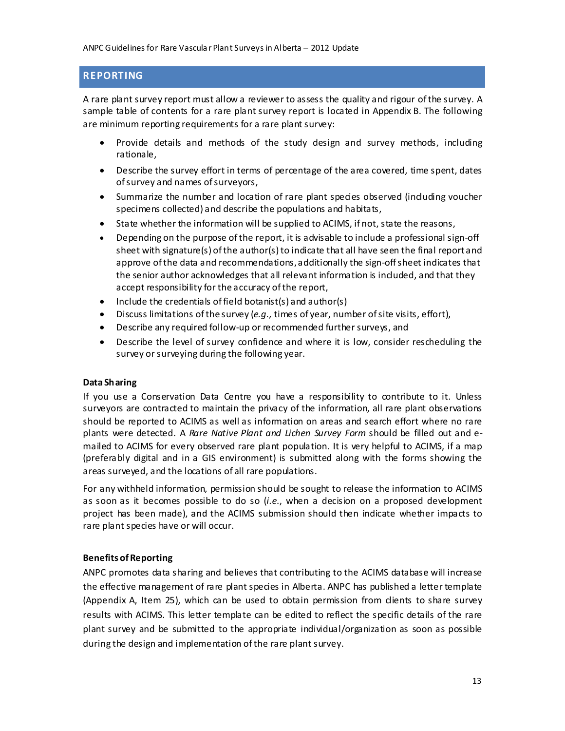## REPORTING

A rare plant survey report must allow a reviewer to assess the quality and rigour of the survey. A sample table of contents for a rare plant survey report is located in Appendix B. The following are minimum reporting requirements for a rare plant survey:

- Provide details and methods of the study design and survey methods, including rationale,
- Describe the survey effort in terms of percentage of the area covered, time spent, dates of survey and names of surveyors,
- Summarize the number and location of rare plant species observed (including voucher specimens collected) and describe the populations and habitats,
- State whether the information will be supplied to ACIMS, if not, state the reasons,
- Depending on the purpose of the report, it is advisable to include a professional sign-off sheet with signature(s) of the author(s) to indicate that all have seen the final report and approve of the data and recommendations, additionally the sign-off sheet indicates that the senior author acknowledges that all relevant information is included, and that they accept responsibility for the accuracy of the report,
- Include the credentials of field botanist(s) and author(s)
- Discuss limitations of the survey (*e.g.,* times of year, number of site visits, effort),
- Describe any required follow-up or recommended further surveys, and
- Describe the level of survey confidence and where it is low, consider rescheduling the survey or surveying during the following year.

**Data Sharing**

If you use a Conservation Data Centre you have a responsibility to contribute to it. Unless surveyors are contracted to maintain the privacy of the information, all rare plant observations should be reported to ACIMS as well as information on areas and search effort where no rare plants were detected. A *Rare Native Plant and Lichen Survey Form* should be filled out and e-mailed to ACIMS for every observed rare plant population. It is very helpful to ACIMS, if a map (preferably digital and in a GIS environment) is submitted along with the forms showing the areas surveyed, and the locations of all rare populations.

For any withheld information, permission should be sought to release the information to ACIMS as soon as it becomes possible to do so (*i.e.*, when a decision on a proposed development project has been made), and the ACIMS submission should then indicate whether impacts to rare plant species have or will occur.

**Benefits of Reporting**

ANPC promotes data sharing and believes that contributing to the ACIMS database will increase the effective management of rare plant species in Alberta. ANPC has published a letter template (Appendix A, Item 25), which can be used to obtain permission from clients to share survey results with ACIMS. This letter template can be edited to reflect the specific details of the rare plant survey and be submitted to the appropriate individual/organization as soon as possible during the design and implementation of the rare plant survey.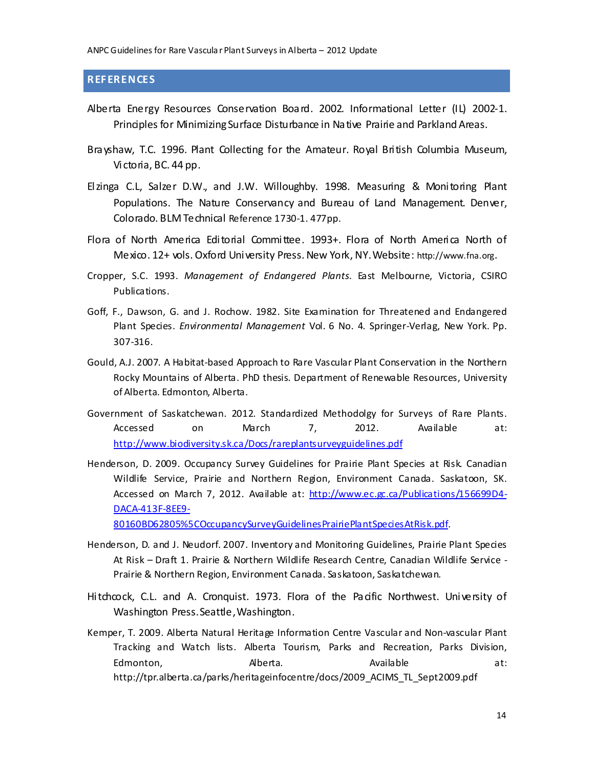## REFERENCES

Alberta Energy Resources Conservation Board. 2002. Informational Letter (IL) 2002-1. Principles for Minimizing Surface Disturbance in Native Prairie and Parkland Areas.

Brayshaw, T.C. 1996. Plant Collecting for the Amateur. Royal British Columbia Museum, Victoria, BC. 44 pp.

Elzinga C.L, Salzer D.W., and J.W. Willoughby. 1998. Measuring & Monitoring Plant Populations. The Nature Conservancy and Bureau of Land Management. Denver, Colorado. BLM Technical Reference 1730-1. 477pp.

Flora of North America Editorial Committee. 1993+. Flora of North America North of Mexico. 12+ vols. Oxford University Press. New York, NY. Website: http://www.fna.org.

Cropper, S.C. 1993. *Management of Endangered Plants*. East Melbourne, Victoria, CSIRO Publications.

Goff, F., Dawson, G. and J. Rochow. 1982. Site Examination for Threatened and Endangered Plant Species. *Environmental Management* Vol. 6 No. 4. Springer-Verlag, New York. Pp. 307-316.

Gould, A.J. 2007. A Habitat-based Approach to Rare Vascular Plant Conservation in the Northern Rocky Mountains of Alberta. PhD thesis. Department of Renewable Resources, University of Alberta. Edmonton, Alberta.

Government of Saskatchewan. 2012. Standardized Methodolgy for Surveys of Rare Plants. Accessed on March 7, 2012. Available at: http://www.biodiversity.sk.ca/Docs/rareplantsurveyguidelines.pdf

Henderson, D. 2009. Occupancy Survey Guidelines for Prairie Plant Species at Risk. Canadian Wildlife Service, Prairie and Northern Region, Environment Canada. Saskatoon, SK. Accessed on March 7, 2012. Available at: http://www.ec.gc.ca/Publications/156699D4-DACA-413F-8EE9-80160BD62805%5COccupancySurveyGuidelinesPrairiePlantSpeciesAtRisk.pdf.

Henderson, D. and J. Neudorf. 2007. Inventory and Monitoring Guidelines, Prairie Plant Species At Risk – Draft 1. Prairie & Northern Wildlife Research Centre, Canadian Wildlife Service - Prairie & Northern Region, Environment Canada. Saskatoon, Saskatchewan.

Hitchcock, C.L. and A. Cronquist. 1973. Flora of the Pacific Northwest. University of Washington Press. Seattle, Washington.

Kemper, T. 2009. Alberta Natural Heritage Information Centre Vascular and Non-vascular Plant Tracking and Watch lists. Alberta Tourism, Parks and Recreation, Parks Division, Edmonton, Alberta. Available at: http://tpr.alberta.ca/parks/heritageinfocentre/docs/2009_ACIMS_TL_Sept2009.pdf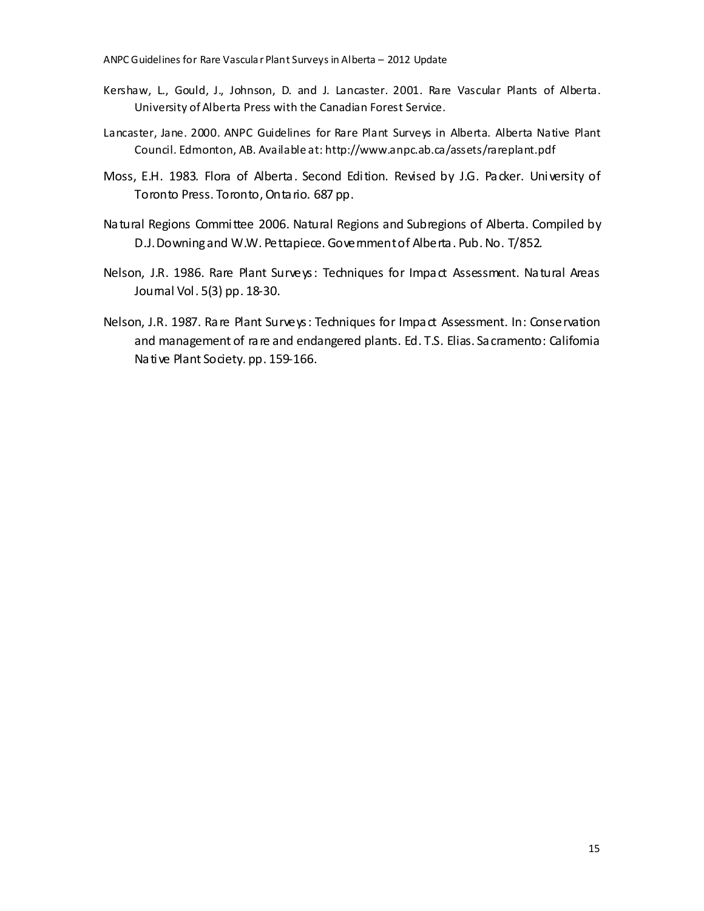Kershaw, L., Gould, J., Johnson, D. and J. Lancaster. 2001. Rare Vascular Plants of Alberta. University of Alberta Press with the Canadian Forest Service.

Lancaster, Jane. 2000. ANPC Guidelines for Rare Plant Surveys in Alberta. Alberta Native Plant Council. Edmonton, AB. Available at: http://www.anpc.ab.ca/assets/rareplant.pdf

Moss, E.H. 1983. Flora of Alberta. Second Edition. Revised by J.G. Packer. University of Toronto Press. Toronto, Ontario. 687 pp.

Natural Regions Committee 2006. Natural Regions and Subregions of Alberta. Compiled by D.J. Downing and W.W. Pettapiece. Government of Alberta. Pub. No. T/852.

Nelson, J.R. 1986. Rare Plant Surveys: Techniques for Impact Assessment. Natural Areas Journal Vol. 5(3) pp. 18-30.

Nelson, J.R. 1987. Rare Plant Surveys: Techniques for Impact Assessment. In: Conservation and management of rare and endangered plants. Ed. T.S. Elias. Sacramento: California Native Plant Society. pp. 159-166.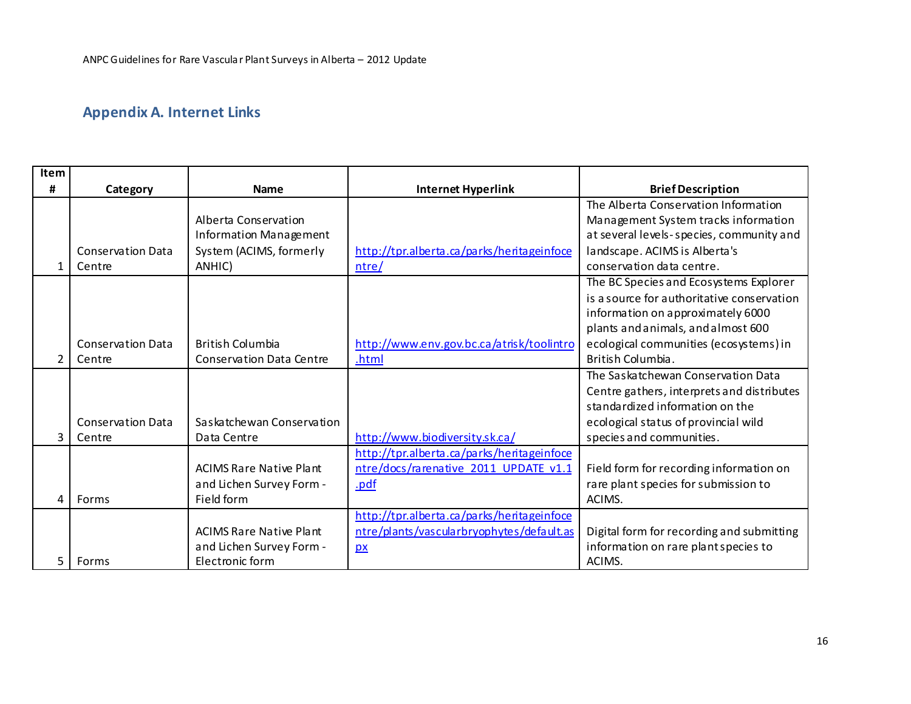## Appendix A. Internet Links

| Item # | Category | Name | Internet Hyperlink | Brief Description |
|---|---|---|---|---|
| 1 | Conservation Data Centre | Alberta Conservation Information Management System (ACIMS, formerly ANHIC) | http://tpr.alberta.ca/parks/heritageinfocentre/ | The Alberta Conservation Information Management System tracks information at several levels- species, community and landscape. ACIMS is Alberta's conservation data centre. |
| 2 | Conservation Data Centre | British Columbia Conservation Data Centre | http://www.env.gov.bc.ca/atrisk/toolintro.html | The BC Species and Ecosystems Explorer is a source for authoritative conservation information on approximately 6000 plants and animals, and almost 600 ecological communities (ecosystems) in British Columbia. |
| 3 | Conservation Data Centre | Saskatchewan Conservation Data Centre | http://www.biodiversity.sk.ca/ | The Saskatchewan Conservation Data Centre gathers, interprets and distributes standardized information on the ecological status of provincial wild species and communities. |
| 4 | Forms | ACIMS Rare Native Plant and Lichen Survey Form - Field form | http://tpr.alberta.ca/parks/heritageinfocentre/docs/rarenative_2011_UPDATE_v1.1.pdf | Field form for recording information on rare plant species for submission to ACIMS. |
| 5 | Forms | ACIMS Rare Native Plant and Lichen Survey Form - Electronic form | http://tpr.alberta.ca/parks/heritageinfocentre/plants/vascularbryophytes/default.aspx | Digital form for recording and submitting information on rare plant species to ACIMS. |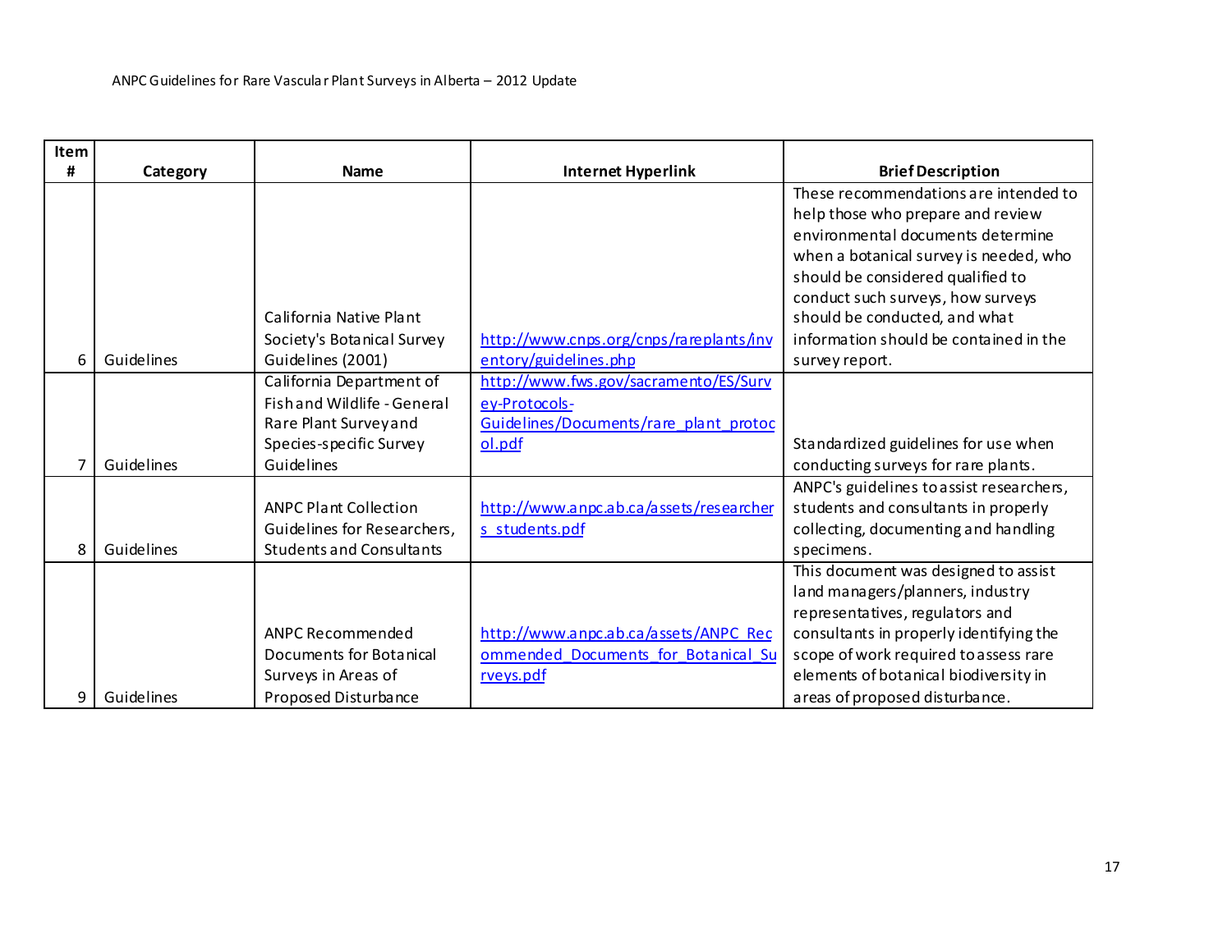| Item # | Category | Name | Internet Hyperlink | Brief Description |
|---|---|---|---|---|
| 6 | Guidelines | California Native Plant Society's Botanical Survey Guidelines (2001) | http://www.cnps.org/cnps/rareplants/inventory/guidelines.php | These recommendations are intended to help those who prepare and review environmental documents determine when a botanical survey is needed, who should be considered qualified to conduct such surveys, how surveys should be conducted, and what information should be contained in the survey report. |
| 7 | Guidelines | California Department of Fish and Wildlife - General Rare Plant Survey and Species-specific Survey Guidelines | http://www.fws.gov/sacramento/ES/Survey-Protocols-Guidelines/Documents/rare_plant_protocol.pdf | Standardized guidelines for use when conducting surveys for rare plants. |
| 8 | Guidelines | ANPC Plant Collection Guidelines for Researchers, Students and Consultants | http://www.anpc.ab.ca/assets/researchers_students.pdf | ANPC's guidelines to assist researchers, students and consultants in properly collecting, documenting and handling specimens. |
| 9 | Guidelines | ANPC Recommended Documents for Botanical Surveys in Areas of Proposed Disturbance | http://www.anpc.ab.ca/assets/ANPC_Recommended_Documents_for_Botanical_Surveys.pdf | This document was designed to assist land managers/planners, industry representatives, regulators and consultants in properly identifying the scope of work required to assess rare elements of botanical biodiversity in areas of proposed disturbance. |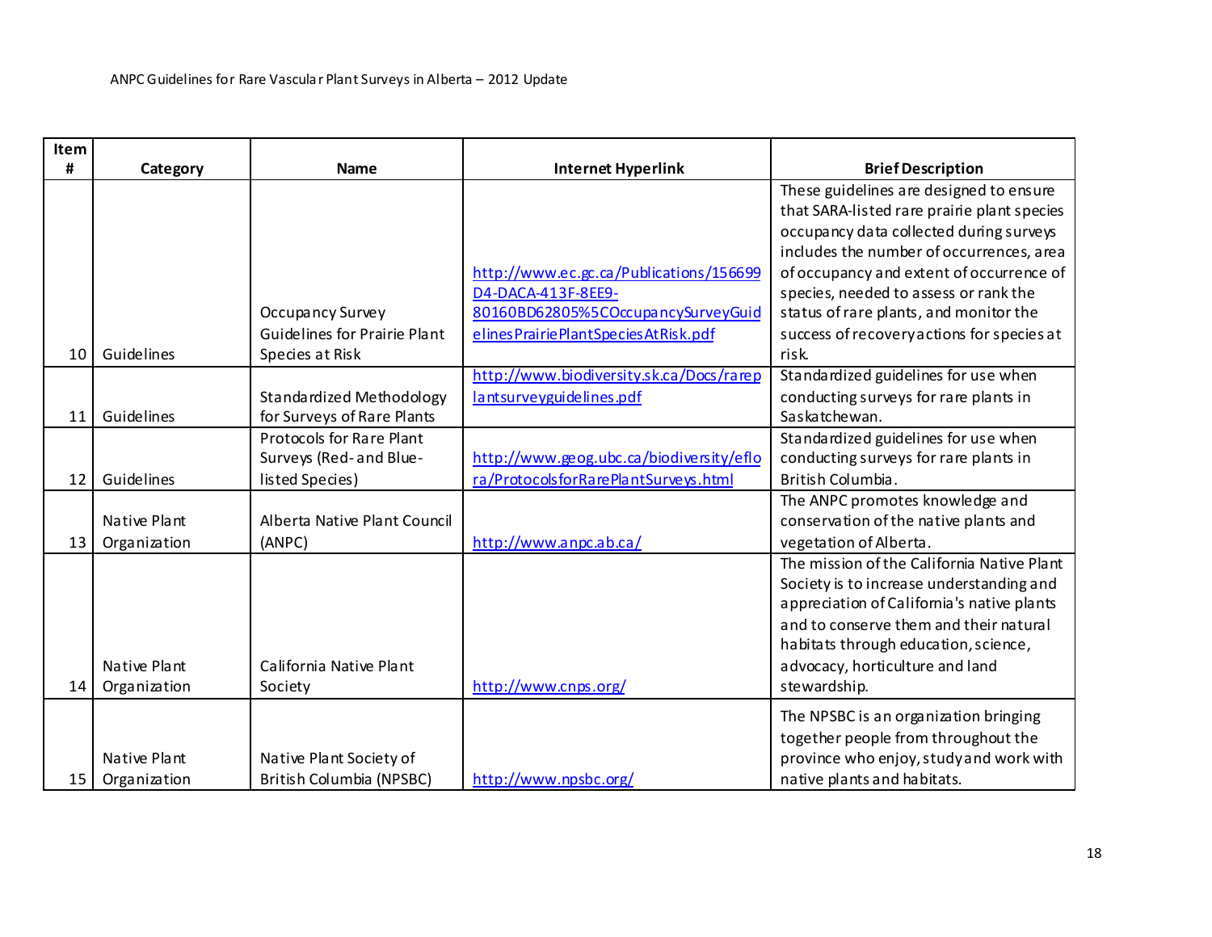| Item # | Category | Name | Internet Hyperlink | Brief Description |
|---|---|---|---|---|
| 10 | Guidelines | Occupancy Survey Guidelines for Prairie Plant Species at Risk | http://www.ec.gc.ca/Publications/156699D4-DACA-413F-8EE9-80160BD62805%5COccupancySurveyGuidelinesPrairiePlantSpeciesAtRisk.pdf | These guidelines are designed to ensure that SARA-listed rare prairie plant species occupancy data collected during surveys includes the number of occurrences, area of occupancy and extent of occurrence of species, needed to assess or rank the status of rare plants, and monitor the success of recovery actions for species at risk. |
| 11 | Guidelines | Standardized Methodology for Surveys of Rare Plants | http://www.biodiversity.sk.ca/Docs/rareplantsurveyguidelines.pdf | Standardized guidelines for use when conducting surveys for rare plants in Saskatchewan. |
| 12 | Guidelines | Protocols for Rare Plant Surveys (Red- and Blue-listed Species) | http://www.geog.ubc.ca/biodiversity/eflora/ProtocolsforRarePlantSurveys.html | Standardized guidelines for use when conducting surveys for rare plants in British Columbia. |
| 13 | Native Plant Organization | Alberta Native Plant Council (ANPC) | http://www.anpc.ab.ca/ | The ANPC promotes knowledge and conservation of the native plants and vegetation of Alberta. |
| 14 | Native Plant Organization | California Native Plant Society | http://www.cnps.org/ | The mission of the California Native Plant Society is to increase understanding and appreciation of California's native plants and to conserve them and their natural habitats through education, science, advocacy, horticulture and land stewardship. |
| 15 | Native Plant Organization | Native Plant Society of British Columbia (NPSBC) | http://www.npsbc.org/ | The NPSBC is an organization bringing together people from throughout the province who enjoy, study and work with native plants and habitats. |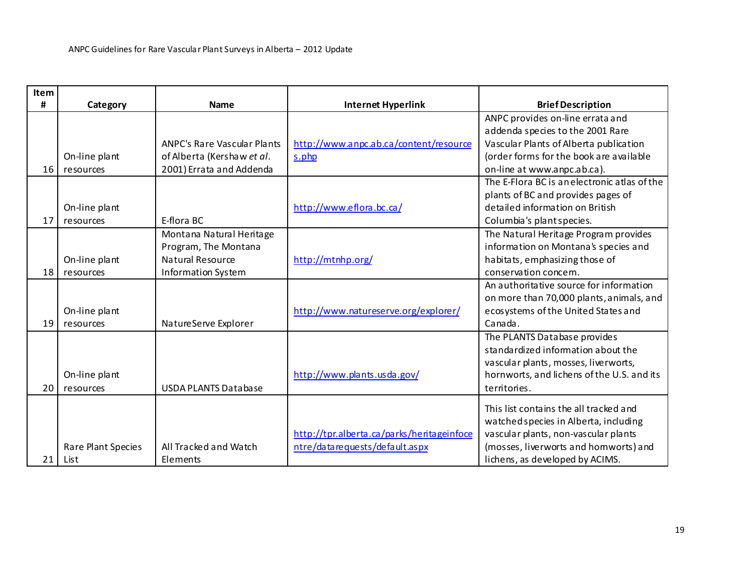| Item # | Category | Name | Internet Hyperlink | Brief Description |
|---|---|---|---|---|
| 16 | On-line plant resources | ANPC's Rare Vascular Plants of Alberta (Kershaw *et al.* 2001) Errata and Addenda | http://www.anpc.ab.ca/content/resources.php | ANPC provides on-line errata and addenda species to the 2001 Rare Vascular Plants of Alberta publication (order forms for the book are available on-line at www.anpc.ab.ca). |
| 17 | On-line plant resources | E-flora BC | http://www.eflora.bc.ca/ | The E-Flora BC is an electronic atlas of the plants of BC and provides pages of detailed information on British Columbia's plant species. |
| 18 | On-line plant resources | Montana Natural Heritage Program, The Montana Natural Resource Information System | http://mtnhp.org/ | The Natural Heritage Program provides information on Montana's species and habitats, emphasizing those of conservation concern. |
| 19 | On-line plant resources | NatureServe Explorer | http://www.natureserve.org/explorer/ | An authoritative source for information on more than 70,000 plants, animals, and ecosystems of the United States and Canada. |
| 20 | On-line plant resources | USDA PLANTS Database | http://www.plants.usda.gov/ | The PLANTS Database provides standardized information about the vascular plants, mosses, liverworts, hornworts, and lichens of the U.S. and its territories. |
| 21 | Rare Plant Species List | All Tracked and Watch Elements | http://tpr.alberta.ca/parks/heritageinfocentre/datarequests/default.aspx | This list contains the all tracked and watched species in Alberta, including vascular plants, non-vascular plants (mosses, liverworts and hornworts) and lichens, as developed by ACIMS. |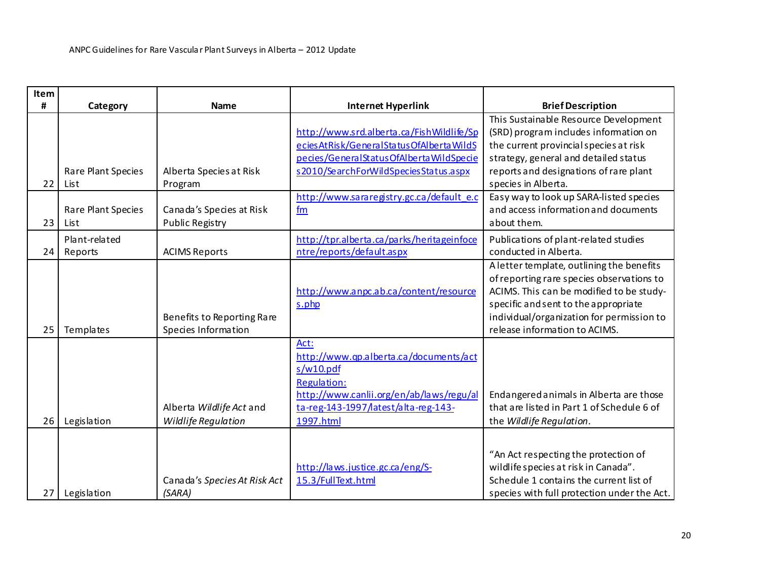| Item # | Category | Name | Internet Hyperlink | Brief Description |
|---|---|---|---|---|
| 22 | Rare Plant Species List | Alberta Species at Risk Program | http://www.srd.alberta.ca/FishWildlife/SpeciesAtRisk/GeneralStatusOfAlbertaWildSpecies/GeneralStatusOfAlbertaWildSpecies2010/SearchForWildSpeciesStatus.aspx | This Sustainable Resource Development (SRD) program includes information on the current provincial species at risk strategy, general and detailed status reports and designations of rare plant species in Alberta. |
| 23 | Rare Plant Species List | Canada's Species at Risk Public Registry | http://www.sararegistry.gc.ca/default_e.cfm | Easy way to look up SARA-listed species and access information and documents about them. |
| 24 | Plant-related Reports | ACIMS Reports | http://tpr.alberta.ca/parks/heritageinfocentre/reports/default.aspx | Publications of plant-related studies conducted in Alberta. |
| 25 | Templates | Benefits to Reporting Rare Species Information | http://www.anpc.ab.ca/content/resources.php | A letter template, outlining the benefits of reporting rare species observations to ACIMS. This can be modified to be study-specific and sent to the appropriate individual/organization for permission to release information to ACIMS. |
| 26 | Legislation | Alberta *Wildlife Act* and *Wildlife Regulation* | Act: http://www.qp.alberta.ca/documents/acts/w10.pdf Regulation: http://www.canlii.org/en/ab/laws/regu/alta-reg-143-1997/latest/alta-reg-143-1997.html | Endangered animals in Alberta are those that are listed in Part 1 of Schedule 6 of the *Wildlife Regulation*. |
| 27 | Legislation | Canada's *Species At Risk Act (SARA)* | http://laws.justice.gc.ca/eng/S-15.3/FullText.html | "An Act respecting the protection of wildlife species at risk in Canada". Schedule 1 contains the current list of species with full protection under the Act. |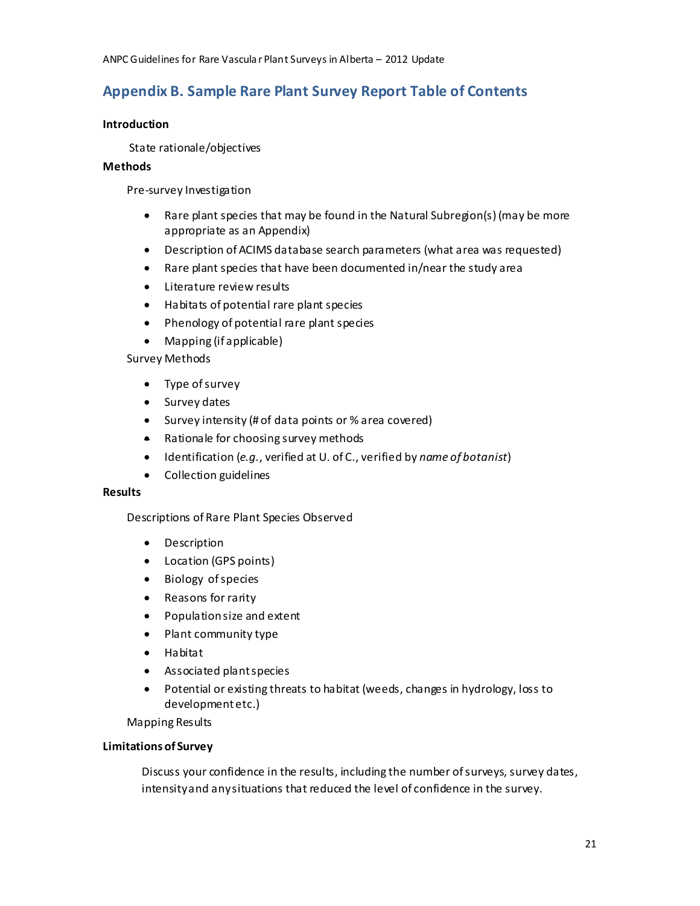## Appendix B. Sample Rare Plant Survey Report Table of Contents

**Introduction**

State rationale/objectives

**Methods**

Pre-survey Investigation

- Rare plant species that may be found in the Natural Subregion(s) (may be more appropriate as an Appendix)
- Description of ACIMS database search parameters (what area was requested)
- Rare plant species that have been documented in/near the study area
- Literature review results
- Habitats of potential rare plant species
- Phenology of potential rare plant species
- Mapping (if applicable)

Survey Methods

- Type of survey
- Survey dates
- Survey intensity (# of data points or % area covered)
- Rationale for choosing survey methods
- Identification (*e.g.*, verified at U. of C., verified by *name of botanist*)
- Collection guidelines

**Results**

Descriptions of Rare Plant Species Observed

- Description
- Location (GPS points)
- Biology of species
- Reasons for rarity
- Population size and extent
- Plant community type
- Habitat
- Associated plant species
- Potential or existing threats to habitat (weeds, changes in hydrology, loss to development etc.)

Mapping Results

**Limitations of Survey**

Discuss your confidence in the results, including the number of surveys, survey dates, intensity and any situations that reduced the level of confidence in the survey.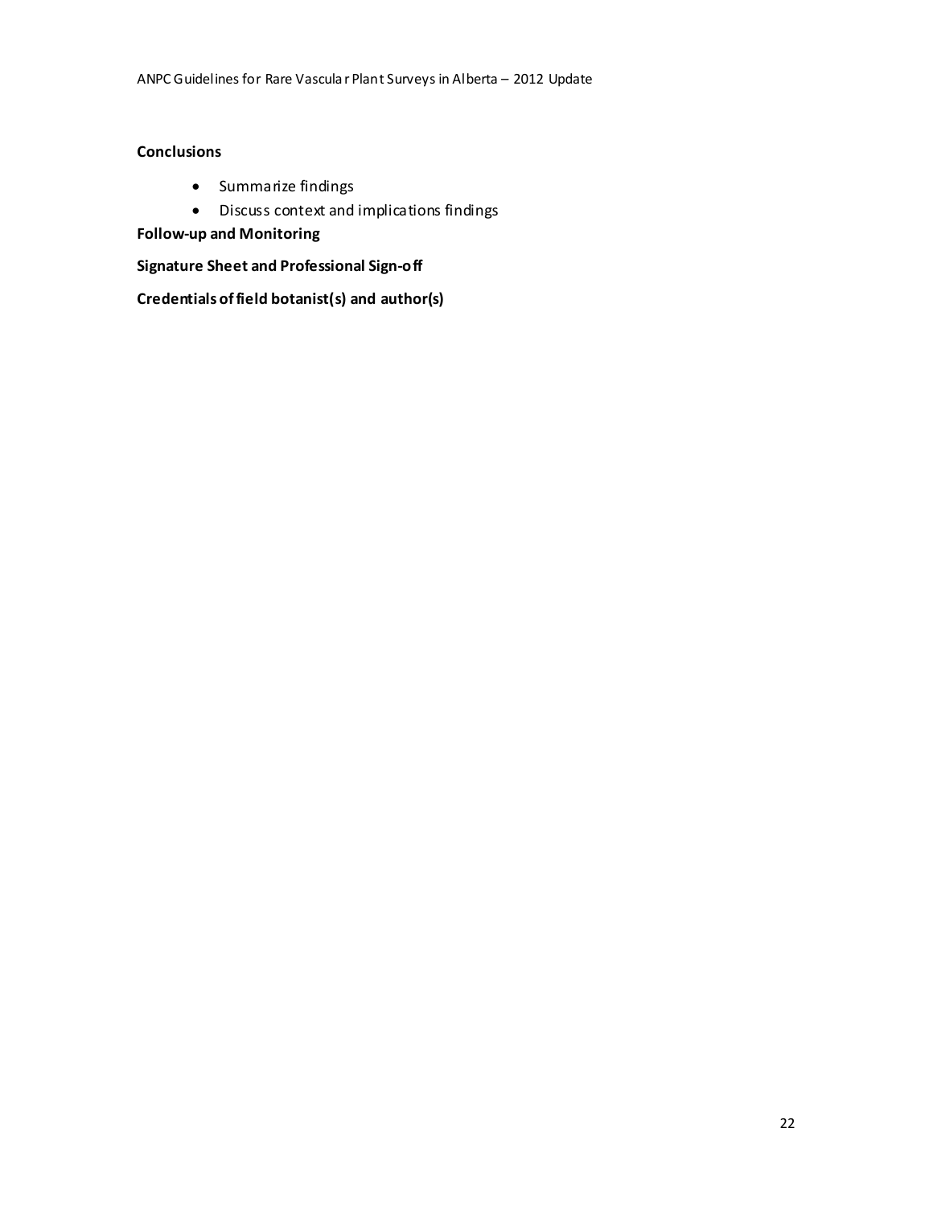**Conclusions**

- Summarize findings
- Discuss context and implications findings

**Follow-up and Monitoring**

**Signature Sheet and Professional Sign-off**

**Credentials of field botanist(s) and author(s)**